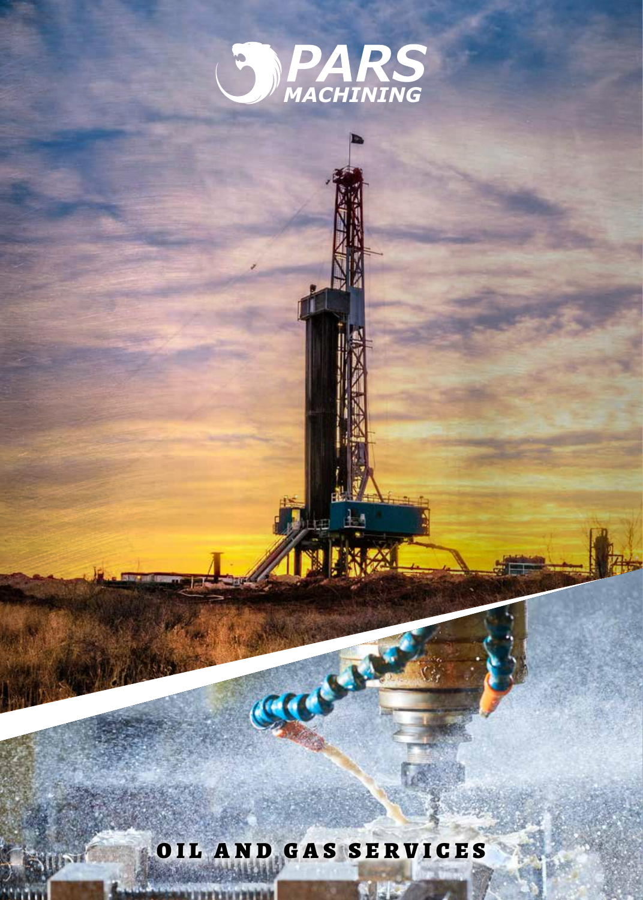# PARS MACHINING

## OIL AND GAS SERVICES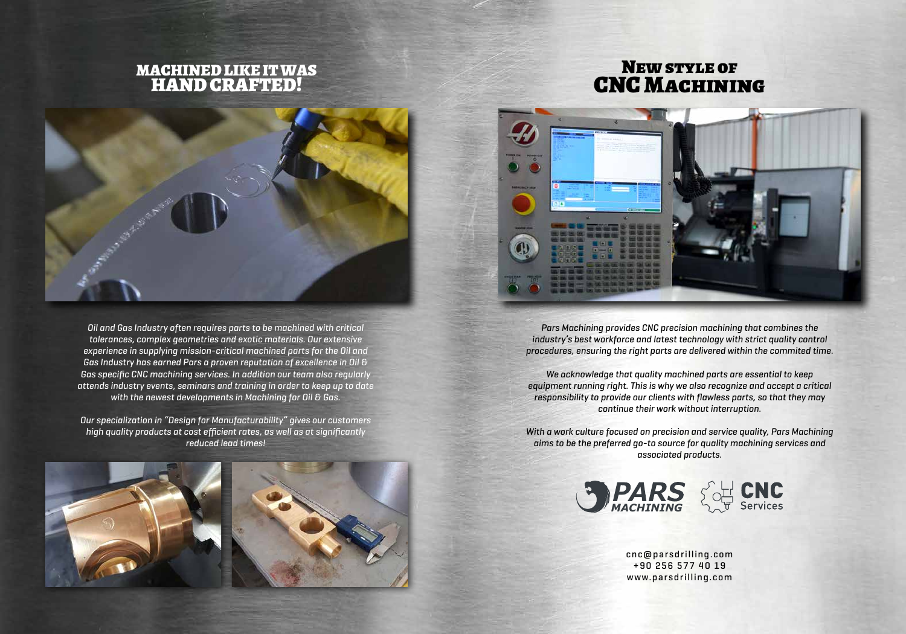## MACHINED LIKE IT WAS HAND CRAFTED!

*Oil and Gas Industry often requires parts to be machined with critical tolerances, complex geometries and exotic materials. Our extensive experience in supplying mission-critical machined parts for the Oil and Gas Industry has earned Pars a proven reputation of excellence in Oil & Gas specific CNC machining services. In addition our team also regularly attends industry events, seminars and training in order to keep up to date with the newest developments in Machining for Oil & Gas.*

*Our specialization in "Design for Manufacturability" gives our customers high quality products at cost efficient rates, as well as at significantly reduced lead times!*

## NEW STYLE OF CNC MACHINING

*Pars Machining provides CNC precision machining that combines the industry's best workforce and latest technology with strict quality control procedures, ensuring the right parts are delivered within the commited time.*

*We acknowledge that quality machined parts are essential to keep equipment running right. This is why we also recognize and accept a critical responsibility to provide our clients with flawless parts, so that they may continue their work without interruption.*

*With a work culture focused on precision and service quality, Pars Machining aims to be the preferred go-to source for quality machining services and associated products.*

PARS MACHINING | CNC Services

cnc@parsdrilling.com
+90 256 577 40 19
www.parsdrilling.com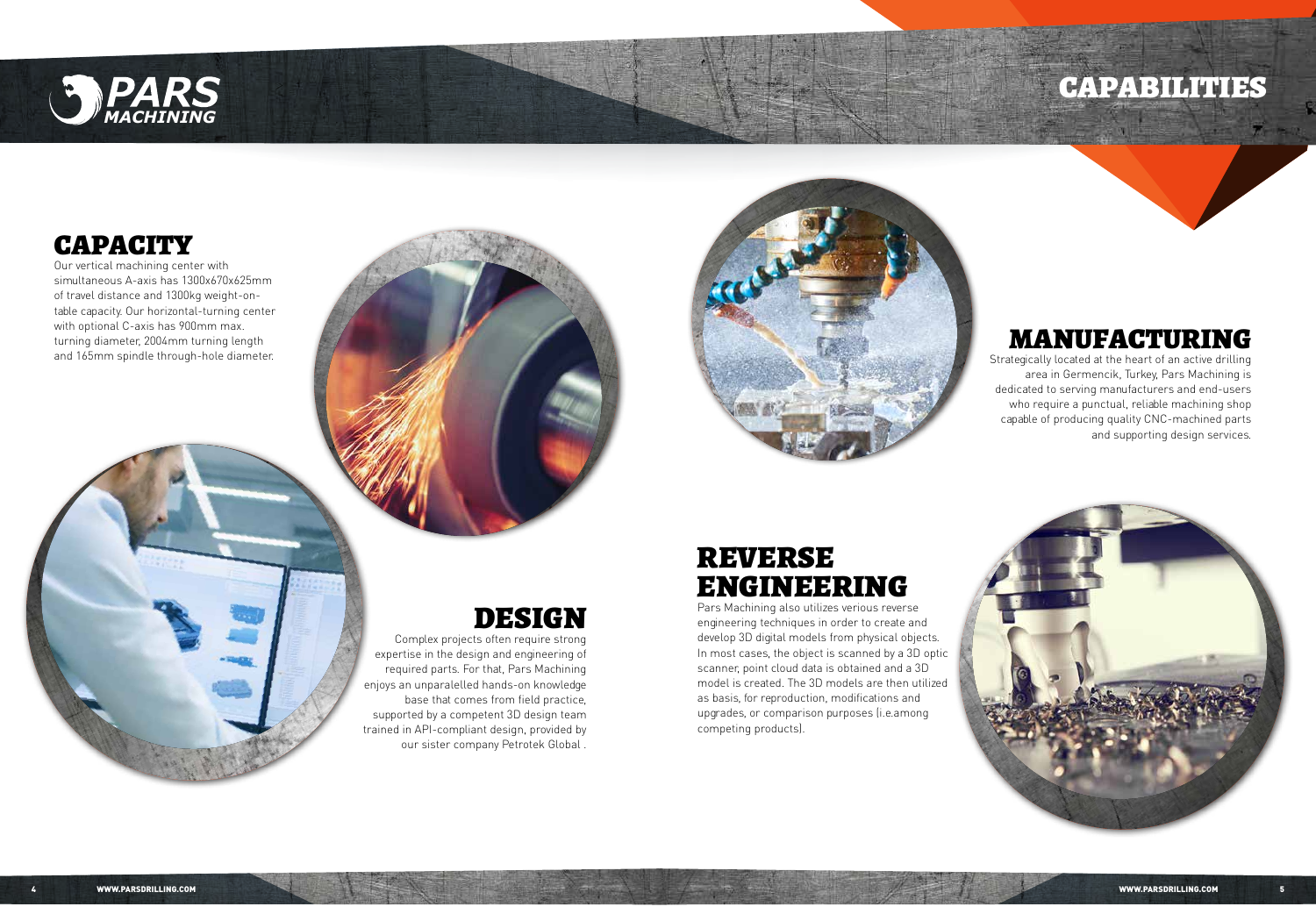# CAPABILITIES

## CAPACITY

Our vertical machining center with simultaneous A-axis has 1300x670x625mm of travel distance and 1300kg weight-on-table capacity. Our horizontal-turning center with optional C-axis has 900mm max. turning diameter, 2004mm turning length and 165mm spindle through-hole diameter.

## DESIGN

Complex projects often require strong expertise in the design and engineering of required parts. For that, Pars Machining enjoys an unparalelled hands-on knowledge base that comes from field practice, supported by a competent 3D design team trained in API-compliant design, provided by our sister company Petrotek Global .

## MANUFACTURING

Strategically located at the heart of an active drilling area in Germencik, Turkey, Pars Machining is dedicated to serving manufacturers and end-users who require a punctual, reliable machining shop capable of producing quality CNC-machined parts and supporting design services.

## REVERSE ENGINEERING

Pars Machining also utilizes verious reverse engineering techniques in order to create and develop 3D digital models from physical objects. In most cases, the object is scanned by a 3D optic scanner, point cloud data is obtained and a 3D model is created. The 3D models are then utilized as basis, for reproduction, modifications and upgrades, or comparison purposes (i.e.among competing products).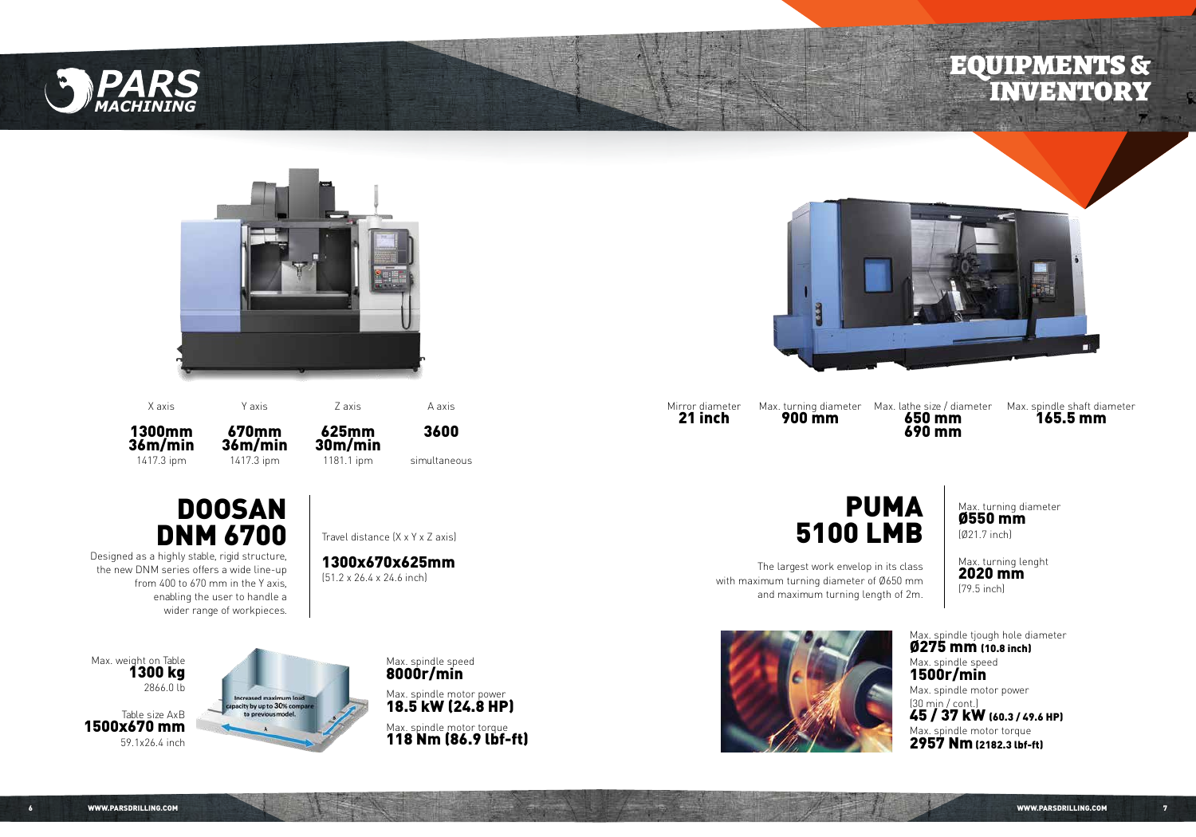# EQUIPMENTS & INVENTORY

| X axis | Y axis | Z axis | A axis |
| --- | --- | --- | --- |
| **1300mm 36m/min** | **670mm 36m/min** | **625mm 30m/min** | **3600** |
| 1417.3 ipm | 1417.3 ipm | 1181.1 ipm | simultaneous |

## DOOSAN DNM 6700

Designed as a highly stable, rigid structure, the new DNM series offers a wide line-up from 400 to 670 mm in the Y axis, enabling the user to handle a wider range of workpieces.

Travel distance (X x Y x Z axis)
**1300x670x625mm**
(51.2 x 26.4 x 24.6 inch)

Max. weight on Table
**1300 kg**
2866.0 lb

Table size AxB
**1500x670 mm**
59.1x26.4 inch

Increased maximum load capacity by up to 30% compare to previous model.

Max. spindle speed
**8000r/min**

Max. spindle motor power
**18.5 kW (24.8 HP)**

Max. spindle motor torque
**118 Nm (86.9 lbf-ft)**

| Mirror diameter | Max. turning diameter | Max. lathe size / diameter | Max. spindle shaft diameter |
| --- | --- | --- | --- |
| **21 inch** | **900 mm** | **650 mm 690 mm** | **165.5 mm** |

## PUMA 5100 LMB

The largest work envelop in its class with maximum turning diameter of Ø650 mm and maximum turning length of 2m.

Max. turning diameter
**Ø550 mm**
(Ø21.7 inch)

Max. turning lenght
**2020 mm**
(79.5 inch)

Max. spindle tjough hole diameter
**Ø275 mm (10.8 inch)**

Max. spindle speed
**1500r/min**

Max. spindle motor power
(30 min / cont.)
**45 / 37 kW (60.3 / 49.6 HP)**

Max. spindle motor torque
**2957 Nm (2182.3 lbf-ft)**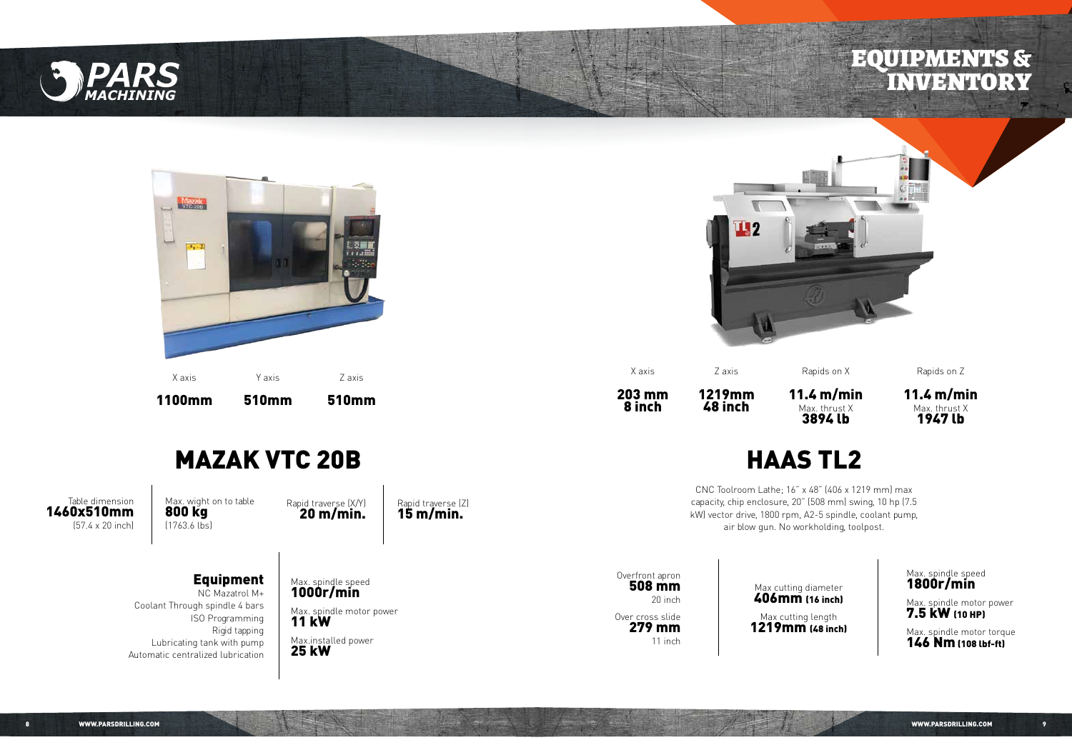# EQUIPMENTS & INVENTORY

## MAZAK VTC 20B

| X axis | Y axis | Z axis |
|---|---|---|
| **1100mm** | **510mm** | **510mm** |

Table dimension
**1460x510mm**
(57.4 x 20 inch)

Max. wight on to table
**800 kg**
(1763.6 lbs)

Rapid traverse (X/Y)
**20 m/min.**

Rapid traverse (Z)
**15 m/min.**

### Equipment

NC Mazatrol M+
Coolant Through spindle 4 bars
ISO Programming
Rigid tapping
Lubricating tank with pump
Automatic centralized lubrication

Max. spindle speed
**1000r/min**

Max. spindle motor power
**11 kW**

Max.installed power
**25 kW**

## HAAS TL2

| X axis | Z axis | Rapids on X | Rapids on Z |
|---|---|---|---|
| **203 mm** **8 inch** | **1219mm** **48 inch** | **11.4 m/min** Max. thrust X **3894 lb** | **11.4 m/min** Max. thrust X **1947 lb** |

CNC Toolroom Lathe; 16" x 48" (406 x 1219 mm) max capacity, chip enclosure, 20" (508 mm) swing, 10 hp (7.5 kW) vector drive, 1800 rpm, A2-5 spindle, coolant pump, air blow gun. No workholding, toolpost.

Overfront apron
**508 mm**
20 inch

Over cross slide
**279 mm**
11 inch

Max cutting diameter
**406mm (16 inch)**

Max cutting length
**1219mm (48 inch)**

Max. spindle speed
**1800r/min**

Max. spindle motor power
**7.5 kW (10 HP)**

Max. spindle motor torque
**146 Nm (108 lbf-ft)**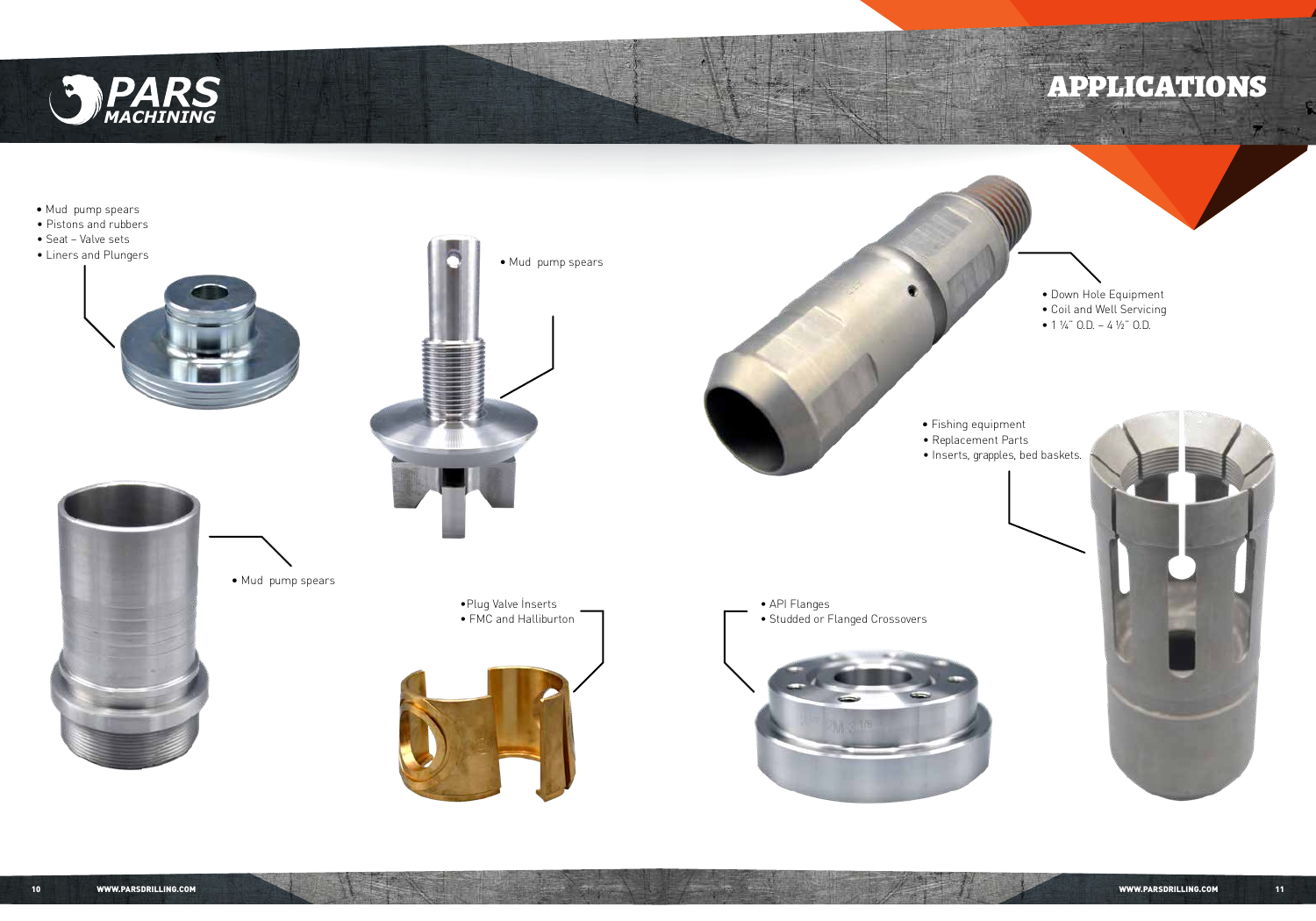# APPLICATIONS

- Mud pump spears
- Pistons and rubbers
- Seat – Valve sets
- Liners and Plungers

- Mud pump spears

- Down Hole Equipment
- Coil and Well Servicing
- 1 ¼" O.D. – 4 ½" O.D.

- Fishing equipment
- Replacement Parts
- Inserts, grapples, bed baskets.

- Mud pump spears

- Plug Valve İnserts
- FMC and Halliburton

- API Flanges
- Studded or Flanged Crossovers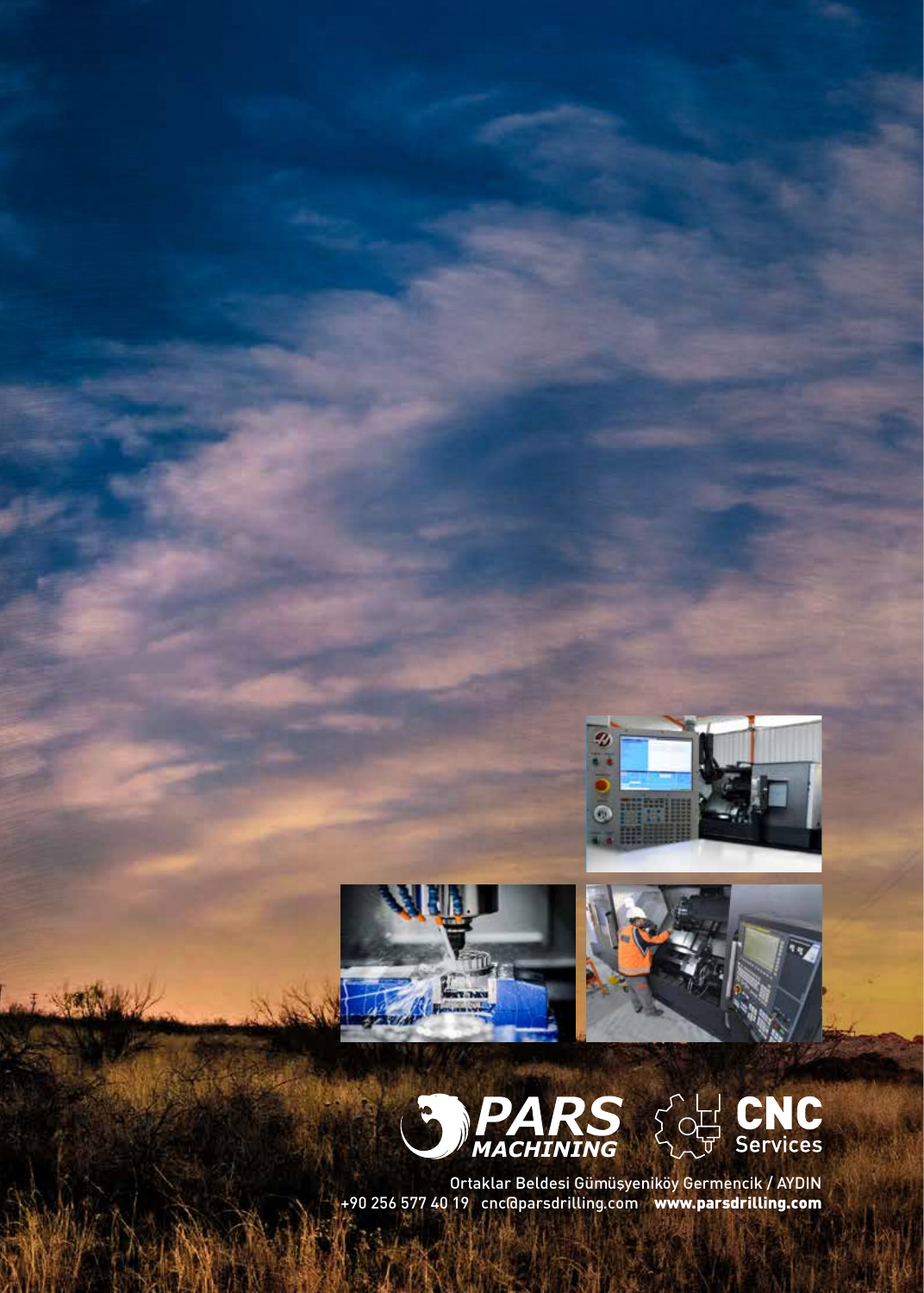**PARS MACHINING** **CNC Services**

Ortaklar Beldesi Gümüşyeniköy Germencik / AYDIN
+90 256 577 40 19 cnc@parsdrilling.com **www.parsdrilling.com**